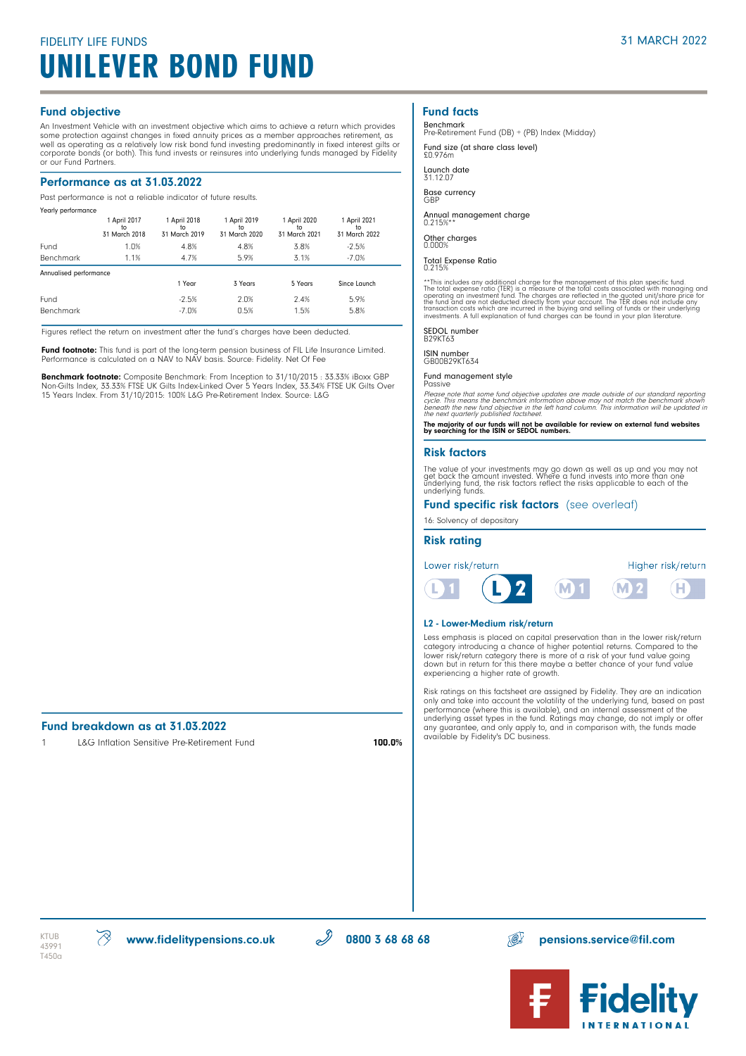FIDELITY LIFE FUNDS

31 MARCH 2022

# UNILEVER BOND FUND

## Fund objective

An Investment Vehicle with an investment objective which aims to achieve a return which provides some protection against changes in fixed annuity prices as a member approaches retirement, as well as operating as a relatively low risk bond fund investing predominantly in fixed interest gilts or corporate bonds (or both). This fund invests or reinsures into underlying funds managed by Fidelity or our Fund Partners.

## Performance as at 31.03.2022

Past performance is not a reliable indicator of future results.

Yearly performance

| | 1 April 2017 to 31 March 2018 | 1 April 2018 to 31 March 2019 | 1 April 2019 to 31 March 2020 | 1 April 2020 to 31 March 2021 | 1 April 2021 to 31 March 2022 |
|---|---|---|---|---|---|
| Fund | 1.0% | 4.8% | 4.8% | 3.8% | -2.5% |
| Benchmark | 1.1% | 4.7% | 5.9% | 3.1% | -7.0% |

Annualised performance

| | 1 Year | 3 Years | 5 Years | Since Launch |
|---|---|---|---|---|
| Fund | -2.5% | 2.0% | 2.4% | 5.9% |
| Benchmark | -7.0% | 0.5% | 1.5% | 5.8% |

Figures reflect the return on investment after the fund's charges have been deducted.

**Fund footnote:** This fund is part of the long-term pension business of FIL Life Insurance Limited. Performance is calculated on a NAV to NAV basis. Source: Fidelity. Net Of Fee

**Benchmark footnote:** Composite Benchmark: From Inception to 31/10/2015 : 33.33% iBoxx GBP Non-Gilts Index, 33.33% FTSE UK Gilts Index-Linked Over 5 Years Index, 33.34% FTSE UK Gilts Over 15 Years Index. From 31/10/2015: 100% L&G Pre-Retirement Index. Source: L&G

## Fund breakdown as at 31.03.2022

| | | |
|---|---|---|
| 1 | L&G Inflation Sensitive Pre-Retirement Fund | **100.0%** |

## Fund facts

Benchmark
Pre-Retirement Fund (DB) + (PB) Index (Midday)

Fund size (at share class level)
£0.976m

Launch date
31.12.07

Base currency
GBP

Annual management charge
0.215%**

Other charges
0.000%

Total Expense Ratio
0.215%

**This includes any additional charge for the management of this plan specific fund. The total expense ratio (TER) is a measure of the total costs associated with managing and operating an investment fund. The charges are reflected in the quoted unit/share price for the fund and are not deducted directly from your account. The TER does not include any transaction costs which are incurred in the buying and selling of funds or their underlying investments. A full explanation of fund charges can be found in your plan literature.

SEDOL number
B29KT63

ISIN number
GB00B29KT634

Fund management style
Passive

*Please note that some fund objective updates are made outside of our standard reporting cycle. This means the benchmark information above may not match the benchmark shown beneath the new fund objective in the left hand column. This information will be updated in the next quarterly published factsheet.*

**The majority of our funds will not be available for review on external fund websites by searching for the ISIN or SEDOL numbers.**

## Risk factors

The value of your investments may go down as well as up and you may not get back the amount invested. Where a fund invests into more than one underlying fund, the risk factors reflect the risks applicable to each of the underlying funds.

## Fund specific risk factors (see overleaf)

16: Solvency of depositary

## Risk rating

Lower risk/return — Higher risk/return

L1 | **L2** | M1 | M2 | H

### L2 - Lower-Medium risk/return

Less emphasis is placed on capital preservation than in the lower risk/return category introducing a chance of higher potential returns. Compared to the lower risk/return category there is more of a risk of your fund value going down but in return for this there maybe a better chance of your fund value experiencing a higher rate of growth.

Risk ratings on this factsheet are assigned by Fidelity. They are an indication only and take into account the volatility of the underlying fund, based on past performance (where this is available), and an internal assessment of the underlying asset types in the fund. Ratings may change, do not imply or offer any guarantee, and only apply to, and in comparison with, the funds made available by Fidelity's DC business.

KTUB
43991
T450a

www.fidelitypensions.co.uk | 0800 3 68 68 68 | pensions.service@fil.com

Fidelity INTERNATIONAL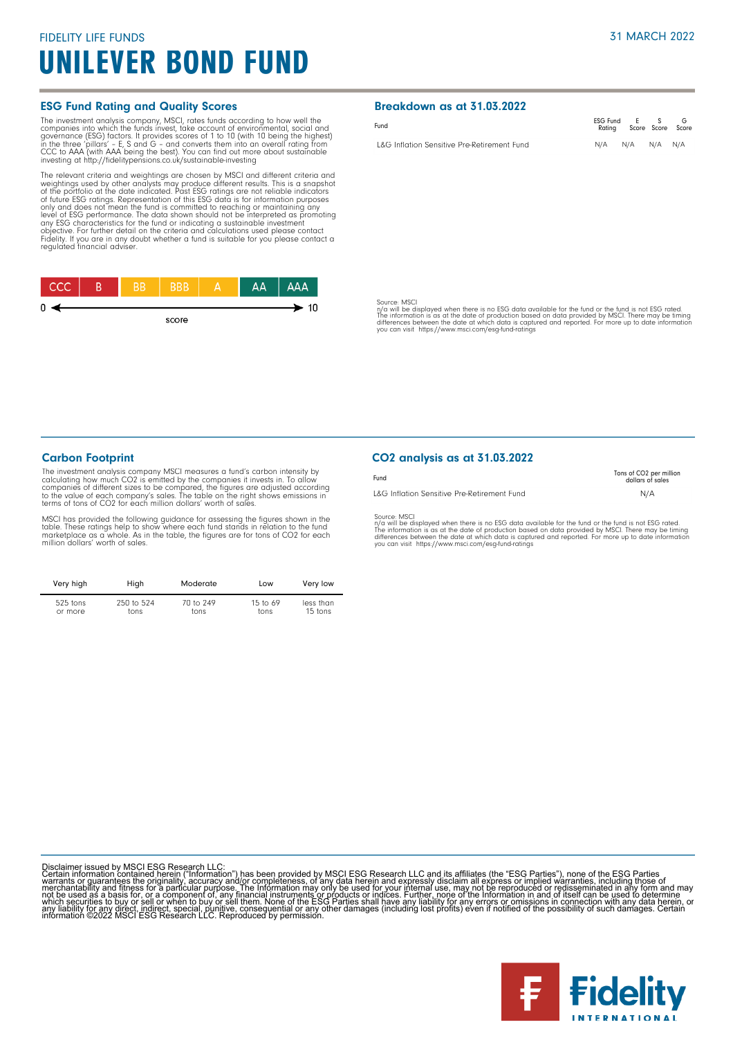FIDELITY LIFE FUNDS

31 MARCH 2022

# UNILEVER BOND FUND

## ESG Fund Rating and Quality Scores

The investment analysis company, MSCI, rates funds according to how well the companies into which the funds invest, take account of environmental, social and governance (ESG) factors. It provides scores of 1 to 10 (with 10 being the highest) in the three 'pillars' – E, S and G – and converts them into an overall rating from CCC to AAA (with AAA being the best). You can find out more about sustainable investing at http://fidelitypensions.co.uk/sustainable-investing

The relevant criteria and weightings are chosen by MSCI and different criteria and weightings used by other analysts may produce different results. This is a snapshot of the portfolio at the date indicated. Past ESG ratings are not reliable indicators of future ESG ratings. Representation of this ESG data is for information purposes only and does not mean the fund is committed to reaching or maintaining any level of ESG performance. The data shown should not be interpreted as promoting any ESG characteristics for the fund or indicating a sustainable investment objective. For further detail on the criteria and calculations used please contact Fidelity. If you are in any doubt whether a fund is suitable for you please contact a regulated financial adviser.

| CCC | B | BB | BBB | A | AA | AAA |
|---|---|---|---|---|---|---|

0 ← score → 10

## Breakdown as at 31.03.2022

| Fund | ESG Fund Rating | E Score | S Score | G Score |
|---|---|---|---|---|
| L&G Inflation Sensitive Pre-Retirement Fund | N/A | N/A | N/A | N/A |

Source: MSCI
n/a will be displayed when there is no ESG data available for the fund or the fund is not ESG rated.
The information is as at the date of production based on data provided by MSCI. There may be timing differences between the date at which data is captured and reported. For more up to date information you can visit https://www.msci.com/esg-fund-ratings

## Carbon Footprint

The investment analysis company MSCI measures a fund's carbon intensity by calculating how much CO2 is emitted by the companies it invests in. To allow companies of different sizes to be compared, the figures are adjusted according to the value of each company's sales. The table on the right shows emissions in terms of tons of CO2 for each million dollars' worth of sales.

MSCI has provided the following guidance for assessing the figures shown in the table. These ratings help to show where each fund stands in relation to the fund marketplace as a whole. As in the table, the figures are for tons of CO2 for each million dollars' worth of sales.

| Very high | High | Moderate | Low | Very low |
|---|---|---|---|---|
| 525 tons or more | 250 to 524 tons | 70 to 249 tons | 15 to 69 tons | less than 15 tons |

## CO2 analysis as at 31.03.2022

| Fund | Tons of CO2 per million dollars of sales |
|---|---|
| L&G Inflation Sensitive Pre-Retirement Fund | N/A |

Source: MSCI
n/a will be displayed when there is no ESG data available for the fund or the fund is not ESG rated.
The information is as at the date of production based on data provided by MSCI. There may be timing differences between the date at which data is captured and reported. For more up to date information you can visit https://www.msci.com/esg-fund-ratings

Disclaimer issued by MSCI ESG Research LLC:
Certain information contained herein ("Information") has been provided by MSCI ESG Research LLC and its affiliates (the "ESG Parties"), none of the ESG Parties warrants or guarantees the originality, accuracy and/or completeness, of any data herein and expressly disclaim all express or implied warranties, including those of merchantability and fitness for a particular purpose. The Information may only be used for your internal use, may not be reproduced or redisseminated in any form and may not be used as a basis for, or a component of, any financial instruments or products or indices. Further, none of the Information in and of itself can be used to determine which securities to buy or sell or when to buy or sell them. None of the ESG Parties shall have any liability for any errors or omissions in connection with any data herein, or any liability for any direct, indirect, special, punitive, consequential or any other damages (including lost profits) even if notified of the possibility of such damages. Certain information ©2022 MSCI ESG Research LLC. Reproduced by permission.

Fidelity INTERNATIONAL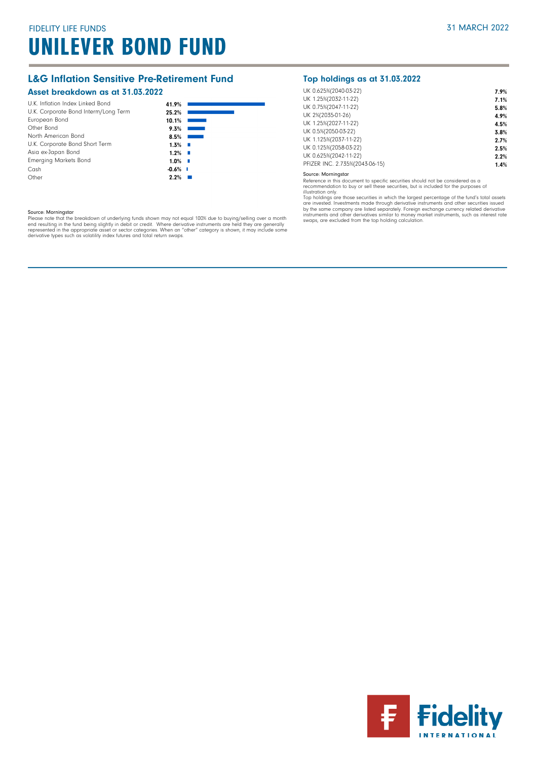FIDELITY LIFE FUNDS

# UNILEVER BOND FUND

31 MARCH 2022

## L&G Inflation Sensitive Pre-Retirement Fund

### Asset breakdown as at 31.03.2022

| Asset | % |
|---|---|
| U.K. Inflation Index Linked Bond | 41.9% |
| U.K. Corporate Bond Interm/Long Term | 25.2% |
| European Bond | 10.1% |
| Other Bond | 9.3% |
| North American Bond | 8.5% |
| U.K. Corporate Bond Short Term | 1.3% |
| Asia ex-Japan Bond | 1.2% |
| Emerging Markets Bond | 1.0% |
| Cash | -0.6% |
| Other | 2.2% |

Source: Morningstar

Please note that the breakdown of underlying funds shown may not equal 100% due to buying/selling over a month end resulting in the fund being slightly in debit or credit. Where derivative instruments are held they are generally represented in the appropriate asset or sector categories. When an "other" category is shown, it may include some derivative types such as volatility index futures and total return swaps.

### Top holdings as at 31.03.2022

| Holding | % |
|---|---|
| UK 0.625%(2040-03-22) | 7.9% |
| UK 1.25%(2032-11-22) | 7.1% |
| UK 0.75%(2047-11-22) | 5.8% |
| UK 2%(2035-01-26) | 4.9% |
| UK 1.25%(2027-11-22) | 4.5% |
| UK 0.5%(2050-03-22) | 3.8% |
| UK 1.125%(2037-11-22) | 2.7% |
| UK 0.125%(2058-03-22) | 2.5% |
| UK 0.625%(2042-11-22) | 2.2% |
| PFIZER INC. 2.735%(2043-06-15) | 1.4% |

Source: Morningstar

Reference in this document to specific securities should not be considered as a recommendation to buy or sell these securities, but is included for the purposes of illustration only.

Top holdings are those securities in which the largest percentage of the fund's total assets are invested. Investments made through derivative instruments and other securities issued by the same company are listed separately. Foreign exchange currency related derivative instruments and other derivatives similar to money market instruments, such as interest rate swaps, are excluded from the top holding calculation.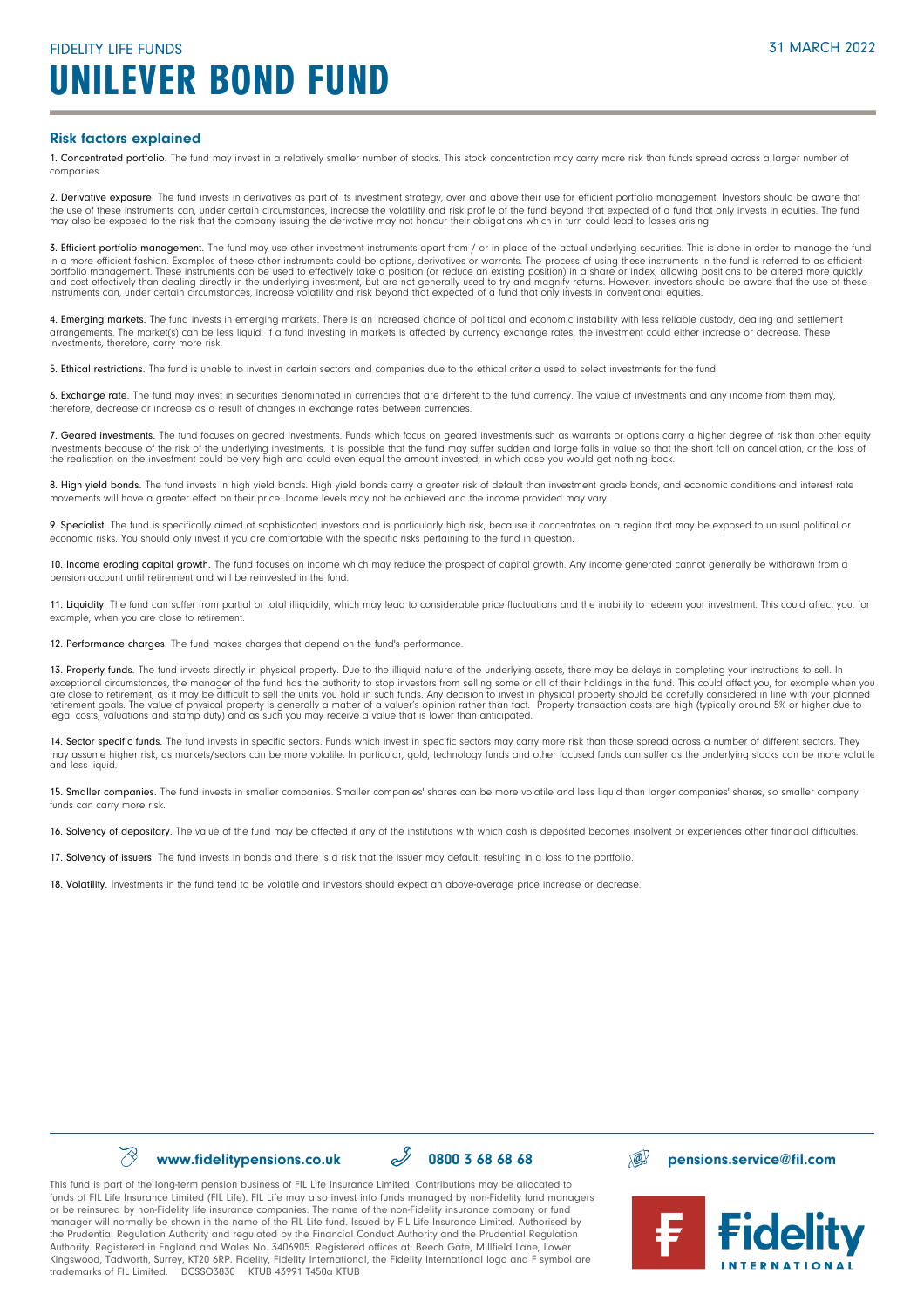FIDELITY LIFE FUNDS

# UNILEVER BOND FUND

31 MARCH 2022

## Risk factors explained

1. Concentrated portfolio. The fund may invest in a relatively smaller number of stocks. This stock concentration may carry more risk than funds spread across a larger number of companies.

2. Derivative exposure. The fund invests in derivatives as part of its investment strategy, over and above their use for efficient portfolio management. Investors should be aware that the use of these instruments can, under certain circumstances, increase the volatility and risk profile of the fund beyond that expected of a fund that only invests in equities. The fund may also be exposed to the risk that the company issuing the derivative may not honour their obligations which in turn could lead to losses arising.

3. Efficient portfolio management. The fund may use other investment instruments apart from / or in place of the actual underlying securities. This is done in order to manage the fund in a more efficient fashion. Examples of these other instruments could be options, derivatives or warrants. The process of using these instruments in the fund is referred to as efficient portfolio management. These instruments can be used to effectively take a position (or reduce an existing position) in a share or index, allowing positions to be altered more quickly and cost effectively than dealing directly in the underlying investment, but are not generally used to try and magnify returns. However, investors should be aware that the use of these instruments can, under certain circumstances, increase volatility and risk beyond that expected of a fund that only invests in conventional equities.

4. Emerging markets. The fund invests in emerging markets. There is an increased chance of political and economic instability with less reliable custody, dealing and settlement arrangements. The market(s) can be less liquid. If a fund investing in markets is affected by currency exchange rates, the investment could either increase or decrease. These investments, therefore, carry more risk.

5. Ethical restrictions. The fund is unable to invest in certain sectors and companies due to the ethical criteria used to select investments for the fund.

6. Exchange rate. The fund may invest in securities denominated in currencies that are different to the fund currency. The value of investments and any income from them may, therefore, decrease or increase as a result of changes in exchange rates between currencies.

7. Geared investments. The fund focuses on geared investments. Funds which focus on geared investments such as warrants or options carry a higher degree of risk than other equity investments because of the risk of the underlying investments. It is possible that the fund may suffer sudden and large falls in value so that the short fall on cancellation, or the loss of the realisation on the investment could be very high and could even equal the amount invested, in which case you would get nothing back.

8. High yield bonds. The fund invests in high yield bonds. High yield bonds carry a greater risk of default than investment grade bonds, and economic conditions and interest rate movements will have a greater effect on their price. Income levels may not be achieved and the income provided may vary.

9. Specialist. The fund is specifically aimed at sophisticated investors and is particularly high risk, because it concentrates on a region that may be exposed to unusual political or economic risks. You should only invest if you are comfortable with the specific risks pertaining to the fund in question.

10. Income eroding capital growth. The fund focuses on income which may reduce the prospect of capital growth. Any income generated cannot generally be withdrawn from a pension account until retirement and will be reinvested in the fund.

11. Liquidity. The fund can suffer from partial or total illiquidity, which may lead to considerable price fluctuations and the inability to redeem your investment. This could affect you, for example, when you are close to retirement.

12. Performance charges. The fund makes charges that depend on the fund's performance.

13. Property funds. The fund invests directly in physical property. Due to the illiquid nature of the underlying assets, there may be delays in completing your instructions to sell. In exceptional circumstances, the manager of the fund has the authority to stop investors from selling some or all of their holdings in the fund. This could affect you, for example when you are close to retirement, as it may be difficult to sell the units you hold in such funds. Any decision to invest in physical property should be carefully considered in line with your planned retirement goals. The value of physical property is generally a matter of a valuer's opinion rather than fact. Property transaction costs are high (typically around 5% or higher due to legal costs, valuations and stamp duty) and as such you may receive a value that is lower than anticipated.

14. Sector specific funds. The fund invests in specific sectors. Funds which invest in specific sectors may carry more risk than those spread across a number of different sectors. They may assume higher risk, as markets/sectors can be more volatile. In particular, gold, technology funds and other focused funds can suffer as the underlying stocks can be more volatile and less liquid.

15. Smaller companies. The fund invests in smaller companies. Smaller companies' shares can be more volatile and less liquid than larger companies' shares, so smaller company funds can carry more risk.

16. Solvency of depositary. The value of the fund may be affected if any of the institutions with which cash is deposited becomes insolvent or experiences other financial difficulties.

17. Solvency of issuers. The fund invests in bonds and there is a risk that the issuer may default, resulting in a loss to the portfolio.

18. Volatility. Investments in the fund tend to be volatile and investors should expect an above-average price increase or decrease.

**www.fidelitypensions.co.uk** **0800 3 68 68 68** **pensions.service@fil.com**

This fund is part of the long-term pension business of FIL Life Insurance Limited. Contributions may be allocated to funds of FIL Life Insurance Limited (FIL Life). FIL Life may also invest into funds managed by non-Fidelity fund managers or be reinsured by non-Fidelity life insurance companies. The name of the non-Fidelity insurance company or fund manager will normally be shown in the name of the FIL Life fund. Issued by FIL Life Insurance Limited. Authorised by the Prudential Regulation Authority and regulated by the Financial Conduct Authority and the Prudential Regulation Authority. Registered in England and Wales No. 3406905. Registered offices at: Beech Gate, Millfield Lane, Lower Kingswood, Tadworth, Surrey, KT20 6RP. Fidelity, Fidelity International, the Fidelity International logo and F symbol are trademarks of FIL Limited. DCSSO3830 KTUB 43991 T450a KTUB